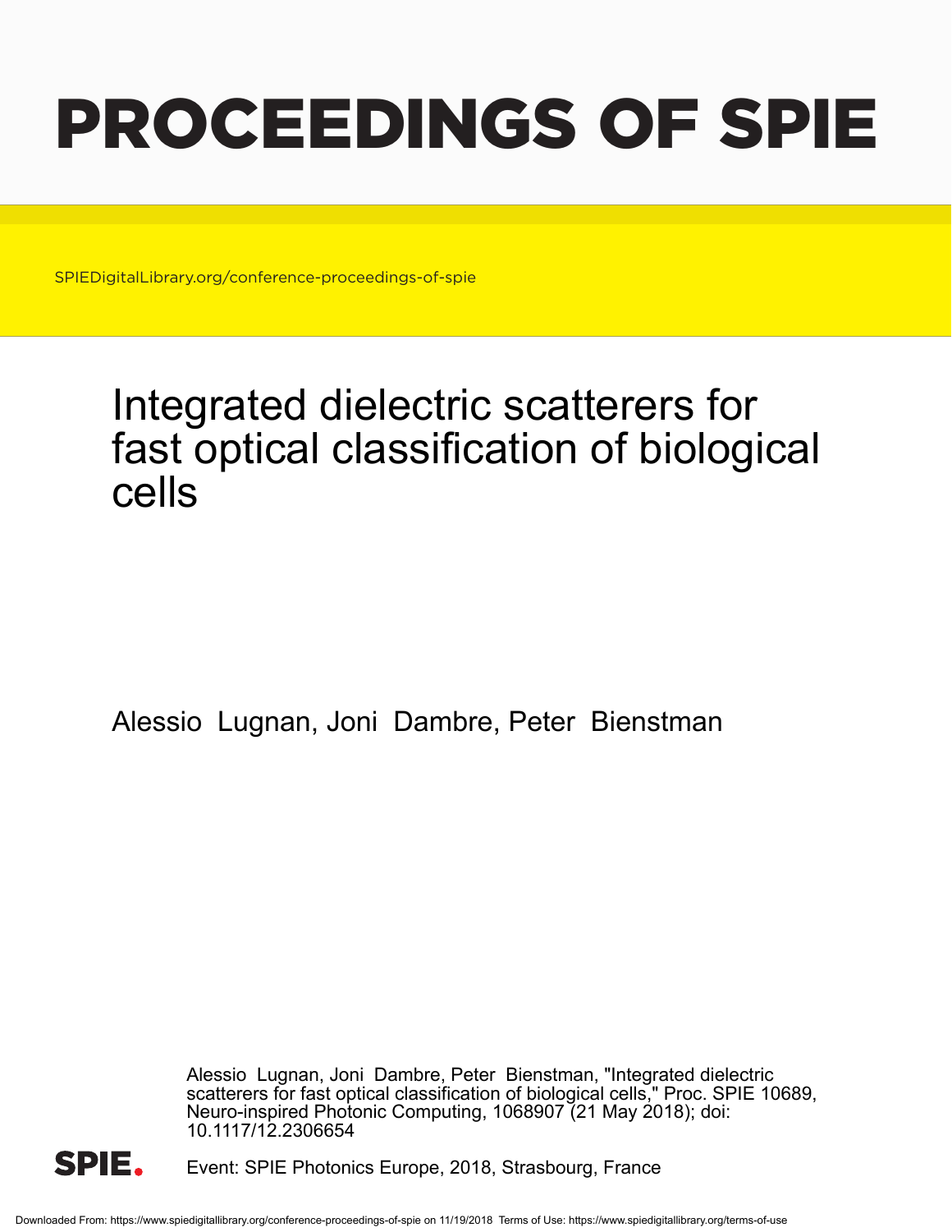# PROCEEDINGS OF SPIE

SPIEDigitalLibrary.org/conference-proceedings-of-spie

# Integrated dielectric scatterers for fast optical classification of biological cells

Alessio Lugnan, Joni Dambre, Peter Bienstman

Alessio Lugnan, Joni Dambre, Peter Bienstman, "Integrated dielectric scatterers for fast optical classification of biological cells," Proc. SPIE 10689, Neuro-inspired Photonic Computing, 1068907 (21 May 2018); doi: 10.1117/12.2306654

Event: SPIE Photonics Europe, 2018, Strasbourg, France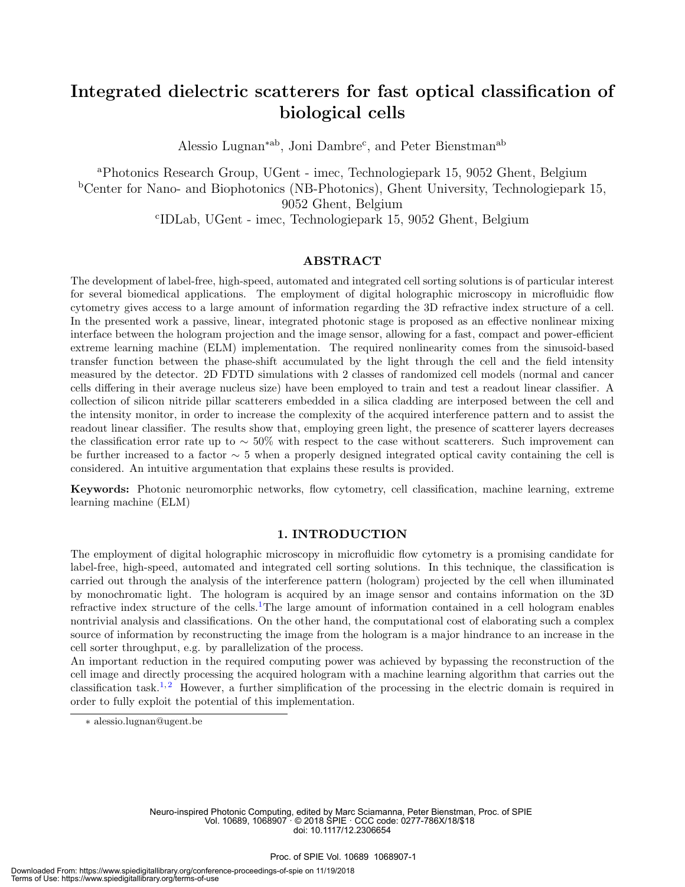# Integrated dielectric scatterers for fast optical classification of biological cells

Alessio Lugnan*[ab], Joni Dambre[c], and Peter Bienstman[ab]

[a]Photonics Research Group, UGent - imec, Technologiepark 15, 9052 Ghent, Belgium
[b]Center for Nano- and Biophotonics (NB-Photonics), Ghent University, Technologiepark 15, 9052 Ghent, Belgium
[c]IDLab, UGent - imec, Technologiepark 15, 9052 Ghent, Belgium

## ABSTRACT

The development of label-free, high-speed, automated and integrated cell sorting solutions is of particular interest for several biomedical applications. The employment of digital holographic microscopy in microfluidic flow cytometry gives access to a large amount of information regarding the 3D refractive index structure of a cell. In the presented work a passive, linear, integrated photonic stage is proposed as an effective nonlinear mixing interface between the hologram projection and the image sensor, allowing for a fast, compact and power-efficient extreme learning machine (ELM) implementation. The required nonlinearity comes from the sinusoid-based transfer function between the phase-shift accumulated by the light through the cell and the field intensity measured by the detector. 2D FDTD simulations with 2 classes of randomized cell models (normal and cancer cells differing in their average nucleus size) have been employed to train and test a readout linear classifier. A collection of silicon nitride pillar scatterers embedded in a silica cladding are interposed between the cell and the intensity monitor, in order to increase the complexity of the acquired interference pattern and to assist the readout linear classifier. The results show that, employing green light, the presence of scatterer layers decreases the classification error rate up to $\sim 50\%$ with respect to the case without scatterers. Such improvement can be further increased to a factor $\sim 5$ when a properly designed integrated optical cavity containing the cell is considered. An intuitive argumentation that explains these results is provided.

**Keywords:** Photonic neuromorphic networks, flow cytometry, cell classification, machine learning, extreme learning machine (ELM)

## 1. INTRODUCTION

The employment of digital holographic microscopy in microfluidic flow cytometry is a promising candidate for label-free, high-speed, automated and integrated cell sorting solutions. In this technique, the classification is carried out through the analysis of the interference pattern (hologram) projected by the cell when illuminated by monochromatic light. The hologram is acquired by an image sensor and contains information on the 3D refractive index structure of the cells.[1] The large amount of information contained in a cell hologram enables nontrivial analysis and classifications. On the other hand, the computational cost of elaborating such a complex source of information by reconstructing the image from the hologram is a major hindrance to an increase in the cell sorter throughput, e.g. by parallelization of the process.

An important reduction in the required computing power was achieved by bypassing the reconstruction of the cell image and directly processing the acquired hologram with a machine learning algorithm that carries out the classification task.[1,2] However, a further simplification of the processing in the electric domain is required in order to fully exploit the potential of this implementation.

* alessio.lugnan@ugent.be

Neuro-inspired Photonic Computing, edited by Marc Sciamanna, Peter Bienstman, Proc. of SPIE Vol. 10689, 1068907 · © 2018 SPIE · CCC code: 0277-786X/18/$18 doi: 10.1117/12.2306654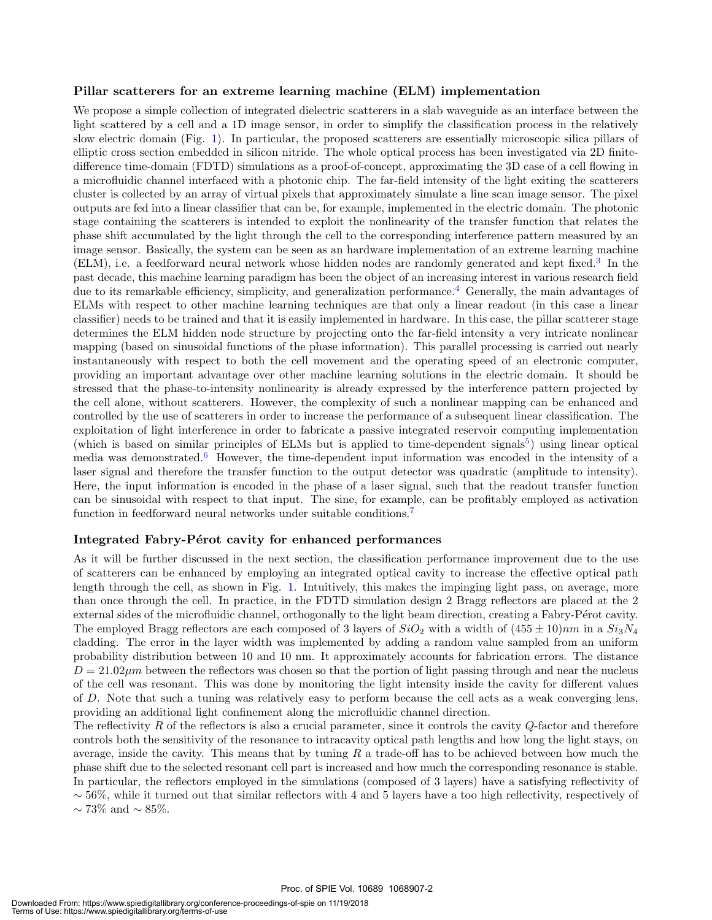### Pillar scatterers for an extreme learning machine (ELM) implementation

We propose a simple collection of integrated dielectric scatterers in a slab waveguide as an interface between the light scattered by a cell and a 1D image sensor, in order to simplify the classification process in the relatively slow electric domain (Fig. 1). In particular, the proposed scatterers are essentially microscopic silica pillars of elliptic cross section embedded in silicon nitride. The whole optical process has been investigated via 2D finite-difference time-domain (FDTD) simulations as a proof-of-concept, approximating the 3D case of a cell flowing in a microfluidic channel interfaced with a photonic chip. The far-field intensity of the light exiting the scatterers cluster is collected by an array of virtual pixels that approximately simulate a line scan image sensor. The pixel outputs are fed into a linear classifier that can be, for example, implemented in the electric domain. The photonic stage containing the scatterers is intended to exploit the nonlinearity of the transfer function that relates the phase shift accumulated by the light through the cell to the corresponding interference pattern measured by an image sensor. Basically, the system can be seen as an hardware implementation of an extreme learning machine (ELM), i.e. a feedforward neural network whose hidden nodes are randomly generated and kept fixed.[3] In the past decade, this machine learning paradigm has been the object of an increasing interest in various research field due to its remarkable efficiency, simplicity, and generalization performance.[4] Generally, the main advantages of ELMs with respect to other machine learning techniques are that only a linear readout (in this case a linear classifier) needs to be trained and that it is easily implemented in hardware. In this case, the pillar scatterer stage determines the ELM hidden node structure by projecting onto the far-field intensity a very intricate nonlinear mapping (based on sinusoidal functions of the phase information). This parallel processing is carried out nearly instantaneously with respect to both the cell movement and the operating speed of an electronic computer, providing an important advantage over other machine learning solutions in the electric domain. It should be stressed that the phase-to-intensity nonlinearity is already expressed by the interference pattern projected by the cell alone, without scatterers. However, the complexity of such a nonlinear mapping can be enhanced and controlled by the use of scatterers in order to increase the performance of a subsequent linear classification. The exploitation of light interference in order to fabricate a passive integrated reservoir computing implementation (which is based on similar principles of ELMs but is applied to time-dependent signals[5]) using linear optical media was demonstrated.[6] However, the time-dependent input information was encoded in the intensity of a laser signal and therefore the transfer function to the output detector was quadratic (amplitude to intensity). Here, the input information is encoded in the phase of a laser signal, such that the readout transfer function can be sinusoidal with respect to that input. The sine, for example, can be profitably employed as activation function in feedforward neural networks under suitable conditions.[7]

### Integrated Fabry-Pérot cavity for enhanced performances

As it will be further discussed in the next section, the classification performance improvement due to the use of scatterers can be enhanced by employing an integrated optical cavity to increase the effective optical path length through the cell, as shown in Fig. 1. Intuitively, this makes the impinging light pass, on average, more than once through the cell. In practice, in the FDTD simulation design 2 Bragg reflectors are placed at the 2 external sides of the microfluidic channel, orthogonally to the light beam direction, creating a Fabry-Pérot cavity. The employed Bragg reflectors are each composed of 3 layers of $SiO_2$ with a width of $(455 \pm 10)nm$ in a $Si_3N_4$ cladding. The error in the layer width was implemented by adding a random value sampled from an uniform probability distribution between 10 and 10 nm. It approximately accounts for fabrication errors. The distance $D = 21.02\mu m$ between the reflectors was chosen so that the portion of light passing through and near the nucleus of the cell was resonant. This was done by monitoring the light intensity inside the cavity for different values of $D$. Note that such a tuning was relatively easy to perform because the cell acts as a weak converging lens, providing an additional light confinement along the microfluidic channel direction.

The reflectivity $R$ of the reflectors is also a crucial parameter, since it controls the cavity $Q$-factor and therefore controls both the sensitivity of the resonance to intracavity optical path lengths and how long the light stays, on average, inside the cavity. This means that by tuning $R$ a trade-off has to be achieved between how much the phase shift due to the selected resonant cell part is increased and how much the corresponding resonance is stable. In particular, the reflectors employed in the simulations (composed of 3 layers) have a satisfying reflectivity of $\sim 56\%$, while it turned out that similar reflectors with 4 and 5 layers have a too high reflectivity, respectively of $\sim 73\%$ and $\sim 85\%$.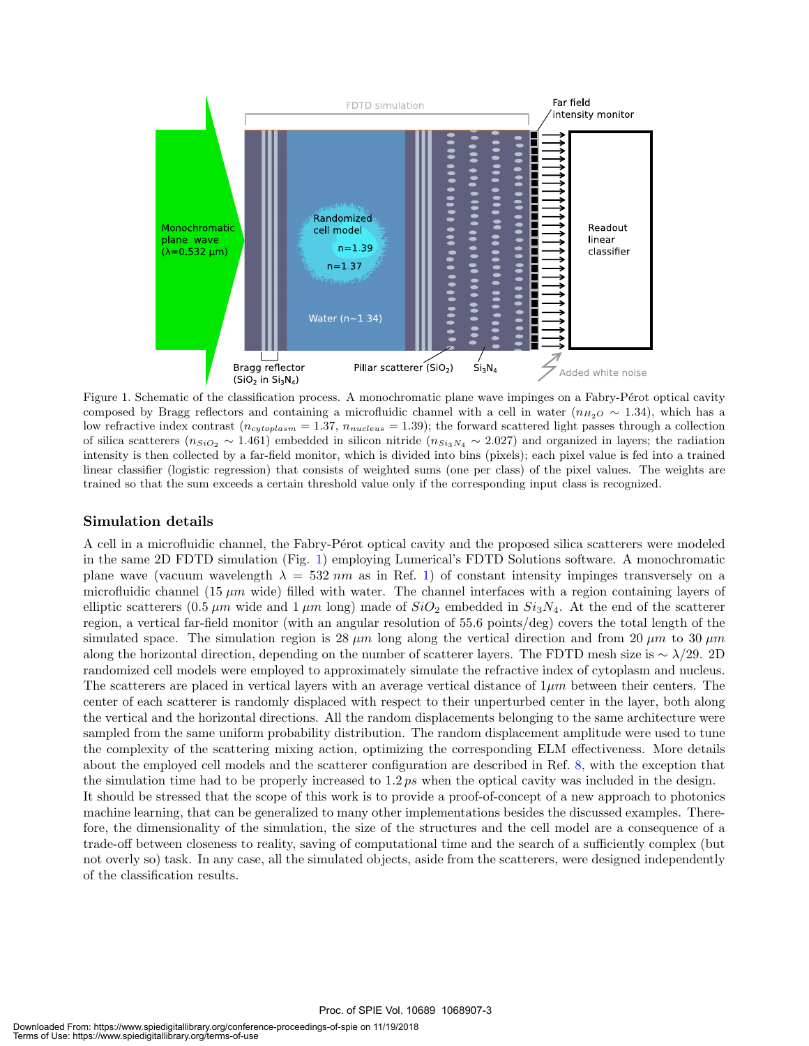Figure 1. Schematic of the classification process. A monochromatic plane wave impinges on a Fabry-Pérot optical cavity composed by Bragg reflectors and containing a microfluidic channel with a cell in water ($n_{H_2O} \sim 1.34$), which has a low refractive index contrast ($n_{cytoplasm} = 1.37$, $n_{nucleus} = 1.39$); the forward scattered light passes through a collection of silica scatterers ($n_{SiO_2} \sim 1.461$) embedded in silicon nitride ($n_{Si_3N_4} \sim 2.027$) and organized in layers; the radiation intensity is then collected by a far-field monitor, which is divided into bins (pixels); each pixel value is fed into a trained linear classifier (logistic regression) that consists of weighted sums (one per class) of the pixel values. The weights are trained so that the sum exceeds a certain threshold value only if the corresponding input class is recognized.

## Simulation details

A cell in a microfluidic channel, the Fabry-Pérot optical cavity and the proposed silica scatterers were modeled in the same 2D FDTD simulation (Fig. 1) employing Lumerical's FDTD Solutions software. A monochromatic plane wave (vacuum wavelength $\lambda = 532\ nm$ as in Ref. 1) of constant intensity impinges transversely on a microfluidic channel (15 $\mu m$ wide) filled with water. The channel interfaces with a region containing layers of elliptic scatterers (0.5 $\mu m$ wide and 1 $\mu m$ long) made of $SiO_2$ embedded in $Si_3N_4$. At the end of the scatterer region, a vertical far-field monitor (with an angular resolution of 55.6 points/deg) covers the total length of the simulated space. The simulation region is 28 $\mu m$ long along the vertical direction and from 20 $\mu m$ to 30 $\mu m$ along the horizontal direction, depending on the number of scatterer layers. The FDTD mesh size is $\sim \lambda/29$. 2D randomized cell models were employed to approximately simulate the refractive index of cytoplasm and nucleus. The scatterers are placed in vertical layers with an average vertical distance of $1\mu m$ between their centers. The center of each scatterer is randomly displaced with respect to their unperturbed center in the layer, both along the vertical and the horizontal directions. All the random displacements belonging to the same architecture were sampled from the same uniform probability distribution. The random displacement amplitude were used to tune the complexity of the scattering mixing action, optimizing the corresponding ELM effectiveness. More details about the employed cell models and the scatterer configuration are described in Ref. 8, with the exception that the simulation time had to be properly increased to $1.2\,ps$ when the optical cavity was included in the design.

It should be stressed that the scope of this work is to provide a proof-of-concept of a new approach to photonics machine learning, that can be generalized to many other implementations besides the discussed examples. Therefore, the dimensionality of the simulation, the size of the structures and the cell model are a consequence of a trade-off between closeness to reality, saving of computational time and the search of a sufficiently complex (but not overly so) task. In any case, all the simulated objects, aside from the scatterers, were designed independently of the classification results.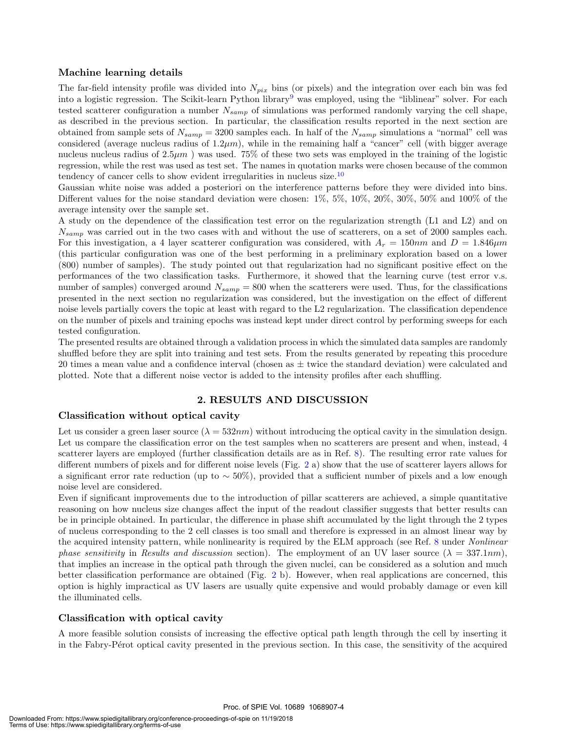### Machine learning details

The far-field intensity profile was divided into $N_{pix}$ bins (or pixels) and the integration over each bin was fed into a logistic regression. The Scikit-learn Python library[9] was employed, using the "liblinear" solver. For each tested scatterer configuration a number $N_{samp}$ of simulations was performed randomly varying the cell shape, as described in the previous section. In particular, the classification results reported in the next section are obtained from sample sets of $N_{samp} = 3200$ samples each. In half of the $N_{samp}$ simulations a "normal" cell was considered (average nucleus radius of $1.2\mu m$), while in the remaining half a "cancer" cell (with bigger average nucleus nucleus radius of $2.5\mu m$ ) was used. 75% of these two sets was employed in the training of the logistic regression, while the rest was used as test set. The names in quotation marks were chosen because of the common tendency of cancer cells to show evident irregularities in nucleus size.[10]

Gaussian white noise was added a posteriori on the interference patterns before they were divided into bins. Different values for the noise standard deviation were chosen: 1%, 5%, 10%, 20%, 30%, 50% and 100% of the average intensity over the sample set.

A study on the dependence of the classification test error on the regularization strength (L1 and L2) and on $N_{samp}$ was carried out in the two cases with and without the use of scatterers, on a set of 2000 samples each. For this investigation, a 4 layer scatterer configuration was considered, with $A_r = 150nm$ and $D = 1.846\mu m$ (this particular configuration was one of the best performing in a preliminary exploration based on a lower (800) number of samples). The study pointed out that regularization had no significant positive effect on the performances of the two classification tasks. Furthermore, it showed that the learning curve (test error v.s. number of samples) converged around $N_{samp} = 800$ when the scatterers were used. Thus, for the classifications presented in the next section no regularization was considered, but the investigation on the effect of different noise levels partially covers the topic at least with regard to the L2 regularization. The classification dependence on the number of pixels and training epochs was instead kept under direct control by performing sweeps for each tested configuration.

The presented results are obtained through a validation process in which the simulated data samples are randomly shuffled before they are split into training and test sets. From the results generated by repeating this procedure 20 times a mean value and a confidence interval (chosen as ± twice the standard deviation) were calculated and plotted. Note that a different noise vector is added to the intensity profiles after each shuffling.

## 2. RESULTS AND DISCUSSION

### Classification without optical cavity

Let us consider a green laser source ($\lambda = 532nm$) without introducing the optical cavity in the simulation design. Let us compare the classification error on the test samples when no scatterers are present and when, instead, 4 scatterer layers are employed (further classification details are as in Ref. 8). The resulting error rate values for different numbers of pixels and for different noise levels (Fig. 2 a) show that the use of scatterer layers allows for a significant error rate reduction (up to $\sim 50\%$), provided that a sufficient number of pixels and a low enough noise level are considered.

Even if significant improvements due to the introduction of pillar scatterers are achieved, a simple quantitative reasoning on how nucleus size changes affect the input of the readout classifier suggests that better results can be in principle obtained. In particular, the difference in phase shift accumulated by the light through the 2 types of nucleus corresponding to the 2 cell classes is too small and therefore is expressed in an almost linear way by the acquired intensity pattern, while nonlinearity is required by the ELM approach (see Ref. 8 under *Nonlinear phase sensitivity* in *Results and discussion* section). The employment of an UV laser source ($\lambda = 337.1nm$), that implies an increase in the optical path through the given nuclei, can be considered as a solution and much better classification performance are obtained (Fig. 2 b). However, when real applications are concerned, this option is highly impractical as UV lasers are usually quite expensive and would probably damage or even kill the illuminated cells.

### Classification with optical cavity

A more feasible solution consists of increasing the effective optical path length through the cell by inserting it in the Fabry-Pérot optical cavity presented in the previous section. In this case, the sensitivity of the acquired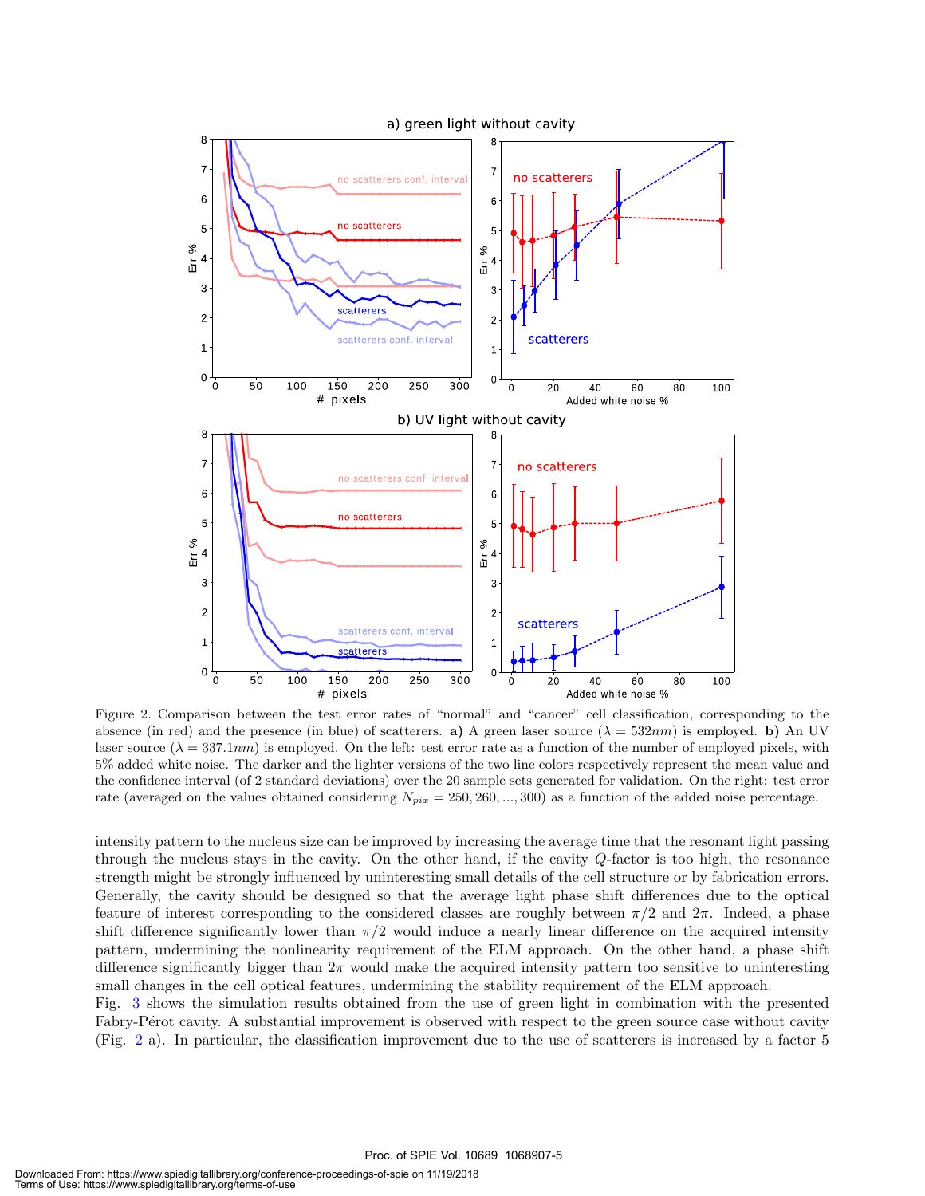Figure 2. Comparison between the test error rates of "normal" and "cancer" cell classification, corresponding to the absence (in red) and the presence (in blue) of scatterers. **a)** A green laser source ($\lambda = 532nm$) is employed. **b)** An UV laser source ($\lambda = 337.1nm$) is employed. On the left: test error rate as a function of the number of employed pixels, with 5% added white noise. The darker and the lighter versions of the two line colors respectively represent the mean value and the confidence interval (of 2 standard deviations) over the 20 sample sets generated for validation. On the right: test error rate (averaged on the values obtained considering $N_{pix} = 250, 260, ..., 300$) as a function of the added noise percentage.

intensity pattern to the nucleus size can be improved by increasing the average time that the resonant light passing through the nucleus stays in the cavity. On the other hand, if the cavity $Q$-factor is too high, the resonance strength might be strongly influenced by uninteresting small details of the cell structure or by fabrication errors. Generally, the cavity should be designed so that the average light phase shift differences due to the optical feature of interest corresponding to the considered classes are roughly between $\pi/2$ and $2\pi$. Indeed, a phase shift difference significantly lower than $\pi/2$ would induce a nearly linear difference on the acquired intensity pattern, undermining the nonlinearity requirement of the ELM approach. On the other hand, a phase shift difference significantly bigger than $2\pi$ would make the acquired intensity pattern too sensitive to uninteresting small changes in the cell optical features, undermining the stability requirement of the ELM approach.

Fig. 3 shows the simulation results obtained from the use of green light in combination with the presented Fabry-Pérot cavity. A substantial improvement is observed with respect to the green source case without cavity (Fig. 2 a). In particular, the classification improvement due to the use of scatterers is increased by a factor 5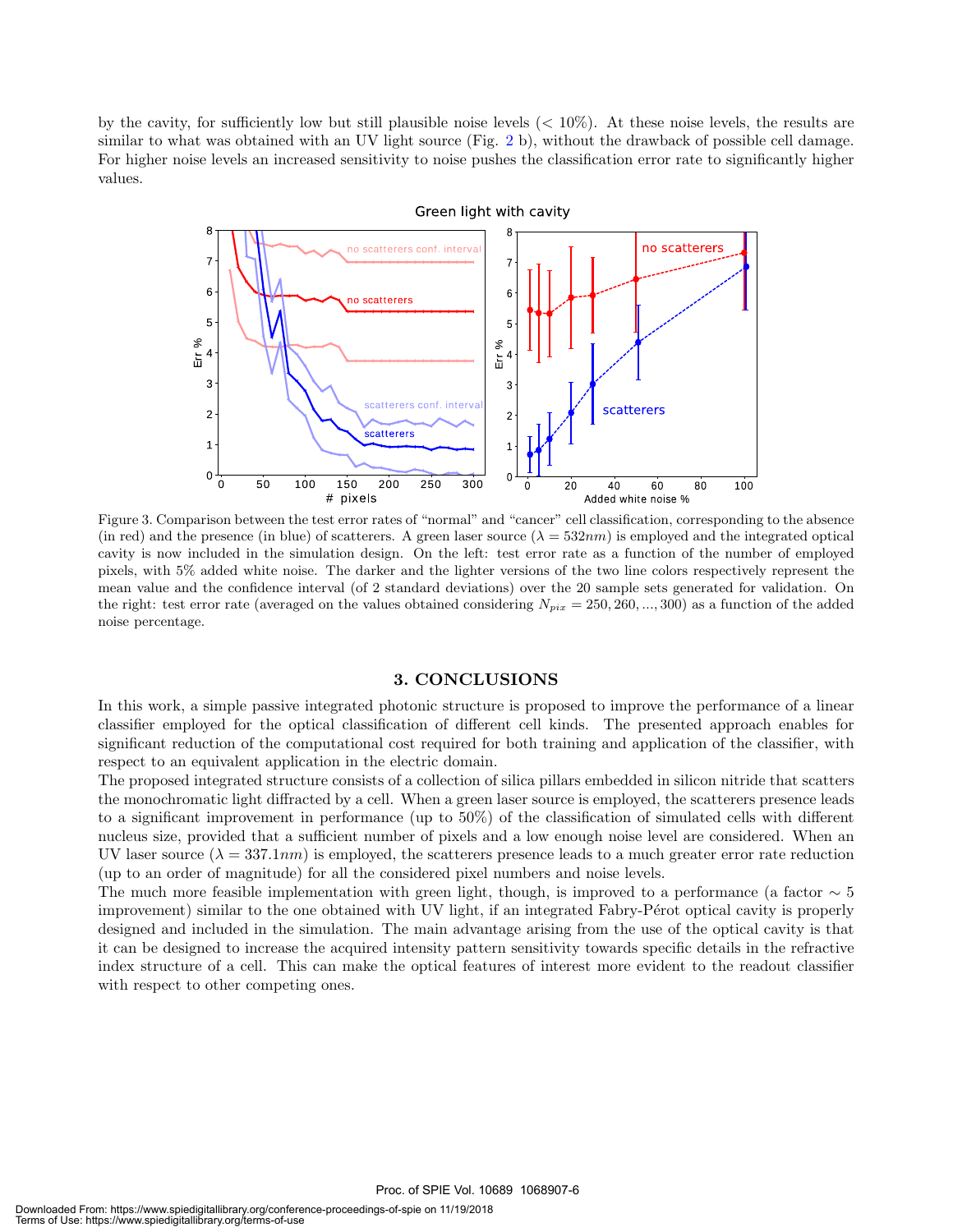by the cavity, for sufficiently low but still plausible noise levels (< 10%). At these noise levels, the results are similar to what was obtained with an UV light source (Fig. 2 b), without the drawback of possible cell damage. For higher noise levels an increased sensitivity to noise pushes the classification error rate to significantly higher values.

Figure 3. Comparison between the test error rates of "normal" and "cancer" cell classification, corresponding to the absence (in red) and the presence (in blue) of scatterers. A green laser source ($\lambda = 532nm$) is employed and the integrated optical cavity is now included in the simulation design. On the left: test error rate as a function of the number of employed pixels, with 5% added white noise. The darker and the lighter versions of the two line colors respectively represent the mean value and the confidence interval (of 2 standard deviations) over the 20 sample sets generated for validation. On the right: test error rate (averaged on the values obtained considering $N_{pix} = 250, 260, ..., 300$) as a function of the added noise percentage.

## 3. CONCLUSIONS

In this work, a simple passive integrated photonic structure is proposed to improve the performance of a linear classifier employed for the optical classification of different cell kinds. The presented approach enables for significant reduction of the computational cost required for both training and application of the classifier, with respect to an equivalent application in the electric domain.

The proposed integrated structure consists of a collection of silica pillars embedded in silicon nitride that scatters the monochromatic light diffracted by a cell. When a green laser source is employed, the scatterers presence leads to a significant improvement in performance (up to 50%) of the classification of simulated cells with different nucleus size, provided that a sufficient number of pixels and a low enough noise level are considered. When an UV laser source ($\lambda = 337.1nm$) is employed, the scatterers presence leads to a much greater error rate reduction (up to an order of magnitude) for all the considered pixel numbers and noise levels.

The much more feasible implementation with green light, though, is improved to a performance (a factor $\sim 5$ improvement) similar to the one obtained with UV light, if an integrated Fabry-Pérot optical cavity is properly designed and included in the simulation. The main advantage arising from the use of the optical cavity is that it can be designed to increase the acquired intensity pattern sensitivity towards specific details in the refractive index structure of a cell. This can make the optical features of interest more evident to the readout classifier with respect to other competing ones.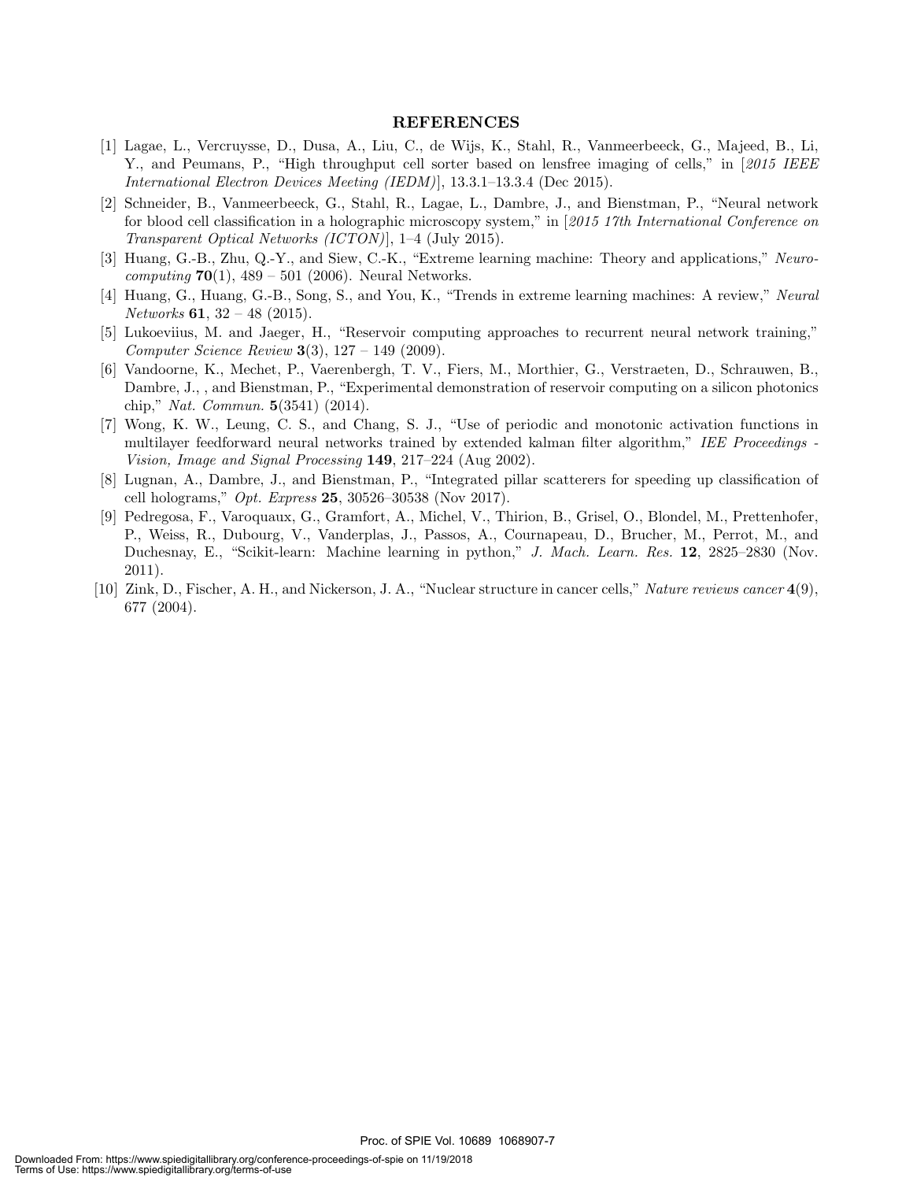## REFERENCES

[1] Lagae, L., Vercruysse, D., Dusa, A., Liu, C., de Wijs, K., Stahl, R., Vanmeerbeeck, G., Majeed, B., Li, Y., and Peumans, P., "High throughput cell sorter based on lensfree imaging of cells," in [*2015 IEEE International Electron Devices Meeting (IEDM)*], 13.3.1–13.3.4 (Dec 2015).

[2] Schneider, B., Vanmeerbeeck, G., Stahl, R., Lagae, L., Dambre, J., and Bienstman, P., "Neural network for blood cell classification in a holographic microscopy system," in [*2015 17th International Conference on Transparent Optical Networks (ICTON)*], 1–4 (July 2015).

[3] Huang, G.-B., Zhu, Q.-Y., and Siew, C.-K., "Extreme learning machine: Theory and applications," *Neurocomputing* **70**(1), 489 – 501 (2006). Neural Networks.

[4] Huang, G., Huang, G.-B., Song, S., and You, K., "Trends in extreme learning machines: A review," *Neural Networks* **61**, 32 – 48 (2015).

[5] Lukoeviius, M. and Jaeger, H., "Reservoir computing approaches to recurrent neural network training," *Computer Science Review* **3**(3), 127 – 149 (2009).

[6] Vandoorne, K., Mechet, P., Vaerenbergh, T. V., Fiers, M., Morthier, G., Verstraeten, D., Schrauwen, B., Dambre, J., , and Bienstman, P., "Experimental demonstration of reservoir computing on a silicon photonics chip," *Nat. Commun.* **5**(3541) (2014).

[7] Wong, K. W., Leung, C. S., and Chang, S. J., "Use of periodic and monotonic activation functions in multilayer feedforward neural networks trained by extended kalman filter algorithm," *IEE Proceedings - Vision, Image and Signal Processing* **149**, 217–224 (Aug 2002).

[8] Lugnan, A., Dambre, J., and Bienstman, P., "Integrated pillar scatterers for speeding up classification of cell holograms," *Opt. Express* **25**, 30526–30538 (Nov 2017).

[9] Pedregosa, F., Varoquaux, G., Gramfort, A., Michel, V., Thirion, B., Grisel, O., Blondel, M., Prettenhofer, P., Weiss, R., Dubourg, V., Vanderplas, J., Passos, A., Cournapeau, D., Brucher, M., Perrot, M., and Duchesnay, E., "Scikit-learn: Machine learning in python," *J. Mach. Learn. Res.* **12**, 2825–2830 (Nov. 2011).

[10] Zink, D., Fischer, A. H., and Nickerson, J. A., "Nuclear structure in cancer cells," *Nature reviews cancer* **4**(9), 677 (2004).